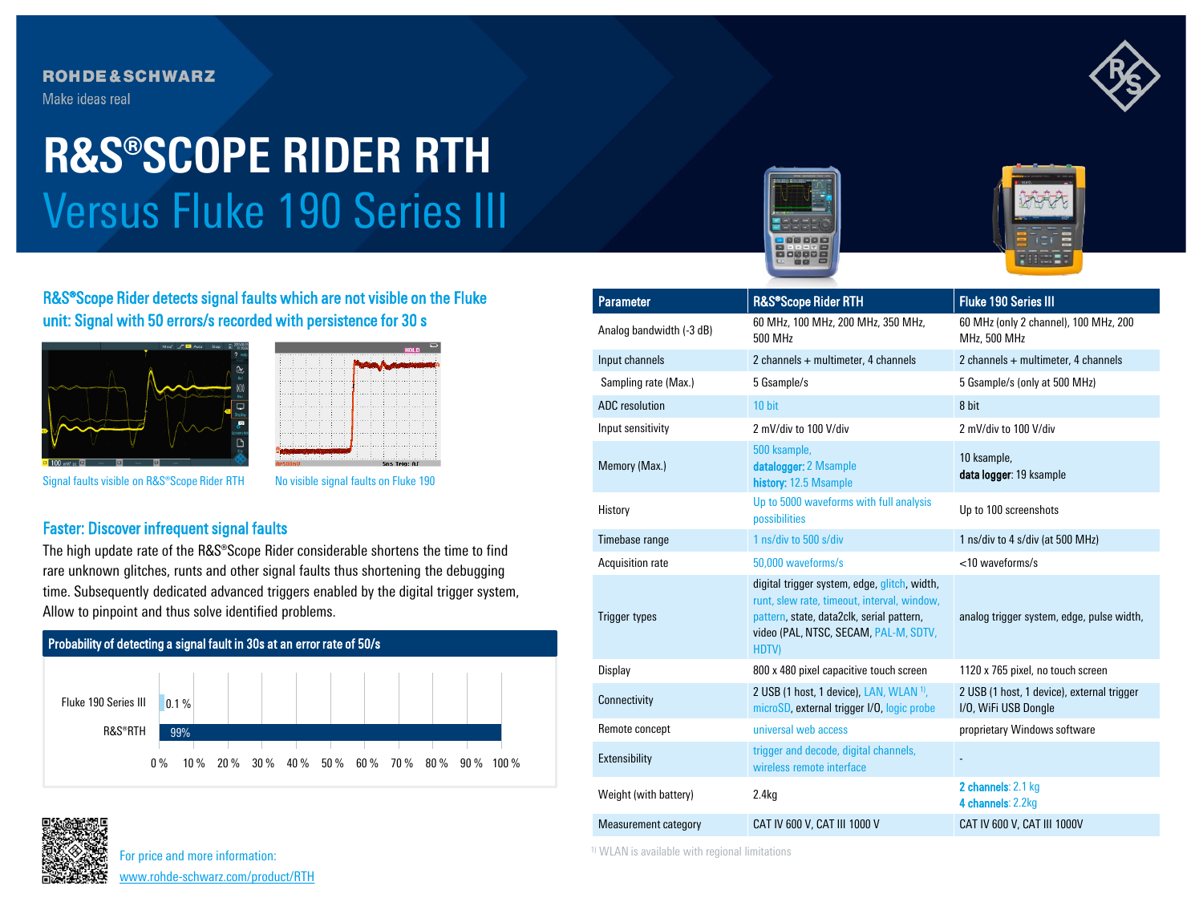ROHDE&SCHWARZ

Make ideas real

# R&S®SCOPE RIDER RTH

## Versus Fluke 190 Series III

### R&S®Scope Rider detects signal faults which are not visible on the Fluke unit: Signal with 50 errors/s recorded with persistence for 30 s

Signal faults visible on R&S®Scope Rider RTH

No visible signal faults on Fluke 190

### Faster: Discover infrequent signal faults

The high update rate of the R&S®Scope Rider considerable shortens the time to find rare unknown glitches, runts and other signal faults thus shortening the debugging time. Subsequently dedicated advanced triggers enabled by the digital trigger system, Allow to pinpoint and thus solve identified problems.

**Probability of detecting a signal fault in 30s at an error rate of 50/s**

| | Probability |
|---|---|
| Fluke 190 Series III | 0.1 % |
| R&S®RTH | 99% |

| Parameter | R&S®Scope Rider RTH | Fluke 190 Series III |
|---|---|---|
| Analog bandwidth (-3 dB) | 60 MHz, 100 MHz, 200 MHz, 350 MHz, 500 MHz | 60 MHz (only 2 channel), 100 MHz, 200 MHz, 500 MHz |
| Input channels | 2 channels + multimeter, 4 channels | 2 channels + multimeter, 4 channels |
| Sampling rate (Max.) | 5 Gsample/s | 5 Gsample/s (only at 500 MHz) |
| ADC resolution | 10 bit | 8 bit |
| Input sensitivity | 2 mV/div to 100 V/div | 2 mV/div to 100 V/div |
| Memory (Max.) | 500 ksample, **datalogger:** 2 Msample **history:** 12.5 Msample | 10 ksample, **data logger**: 19 ksample |
| History | Up to 5000 waveforms with full analysis possibilities | Up to 100 screenshots |
| Timebase range | 1 ns/div to 500 s/div | 1 ns/div to 4 s/div (at 500 MHz) |
| Acquisition rate | 50,000 waveforms/s | <10 waveforms/s |
| Trigger types | digital trigger system, edge, glitch, width, runt, slew rate, timeout, interval, window, pattern, state, data2clk, serial pattern, video (PAL, NTSC, SECAM, PAL-M, SDTV, HDTV) | analog trigger system, edge, pulse width, |
| Display | 800 x 480 pixel capacitive touch screen | 1120 x 765 pixel, no touch screen |
| Connectivity | 2 USB (1 host, 1 device), LAN, WLAN [1], microSD, external trigger I/O, logic probe | 2 USB (1 host, 1 device), external trigger I/O, WiFi USB Dongle |
| Remote concept | universal web access | proprietary Windows software |
| Extensibility | trigger and decode, digital channels, wireless remote interface | - |
| Weight (with battery) | 2.4kg | **2 channels**: 2.1 kg **4 channels**: 2.2kg |
| Measurement category | CAT IV 600 V, CAT III 1000 V | CAT IV 600 V, CAT III 1000V |

[1] WLAN is available with regional limitations

For price and more information:
www.rohde-schwarz.com/product/RTH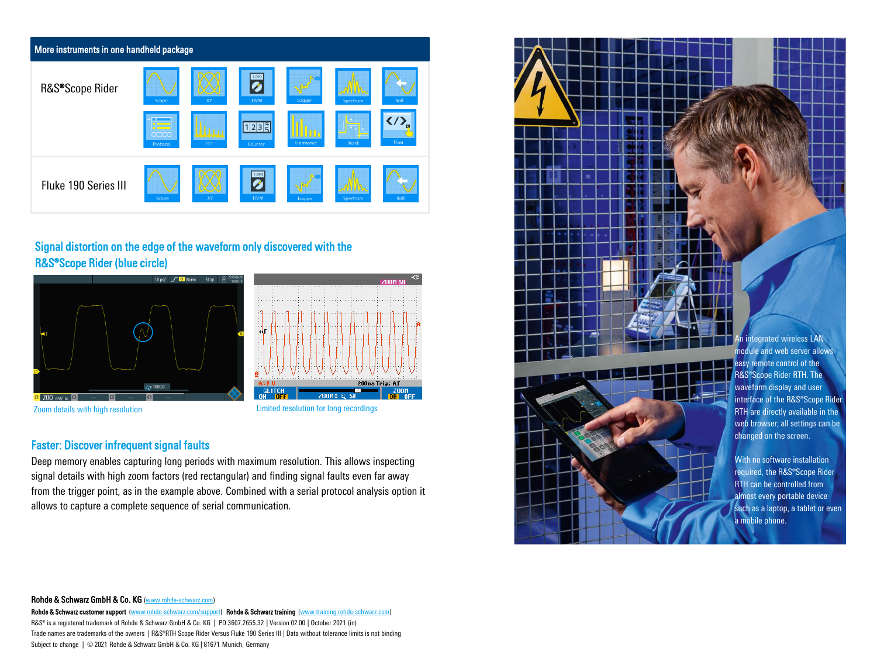## More instruments in one handheld package

R&S®Scope Rider

Scope | XY | DVM | Logger | Spectrum | Roll

Protocol | FFT | Counter | Harmonic | Mask | User

Fluke 190 Series III

Scope | XY | DVM | Logger | Spectrum | Roll

## Signal distortion on the edge of the waveform only discovered with the R&S®Scope Rider (blue circle)

Zoom details with high resolution

Limited resolution for long recordings

## Faster: Discover infrequent signal faults

Deep memory enables capturing long periods with maximum resolution. This allows inspecting signal details with high zoom factors (red rectangular) and finding signal faults even far away from the trigger point, as in the example above. Combined with a serial protocol analysis option it allows to capture a complete sequence of serial communication.

An integrated wireless LAN module and web server allows easy remote control of the R&S®Scope Rider RTH. The waveform display and user interface of the R&S®Scope Rider RTH are directly available in the web browser; all settings can be changed on the screen.

With no software installation required, the R&S®Scope Rider RTH can be controlled from almost every portable device such as a laptop, a tablet or even a mobile phone.

**Rohde & Schwarz GmbH & Co. KG** (www.rohde-schwarz.com)
**Rohde & Schwarz customer support** (www.rohde-schwarz.com/support) **Rohde & Schwarz training** (www.training.rohde-schwarz.com)
R&S® is a registered trademark of Rohde & Schwarz GmbH & Co. KG | PD 3607.2655.32 | Version 02.00 | October 2021 (in)
Trade names are trademarks of the owners | R&S®RTH Scope Rider Versus Fluke 190 Series III | Data without tolerance limits is not binding
Subject to change | © 2021 Rohde & Schwarz GmbH & Co. KG | 81671 Munich, Germany